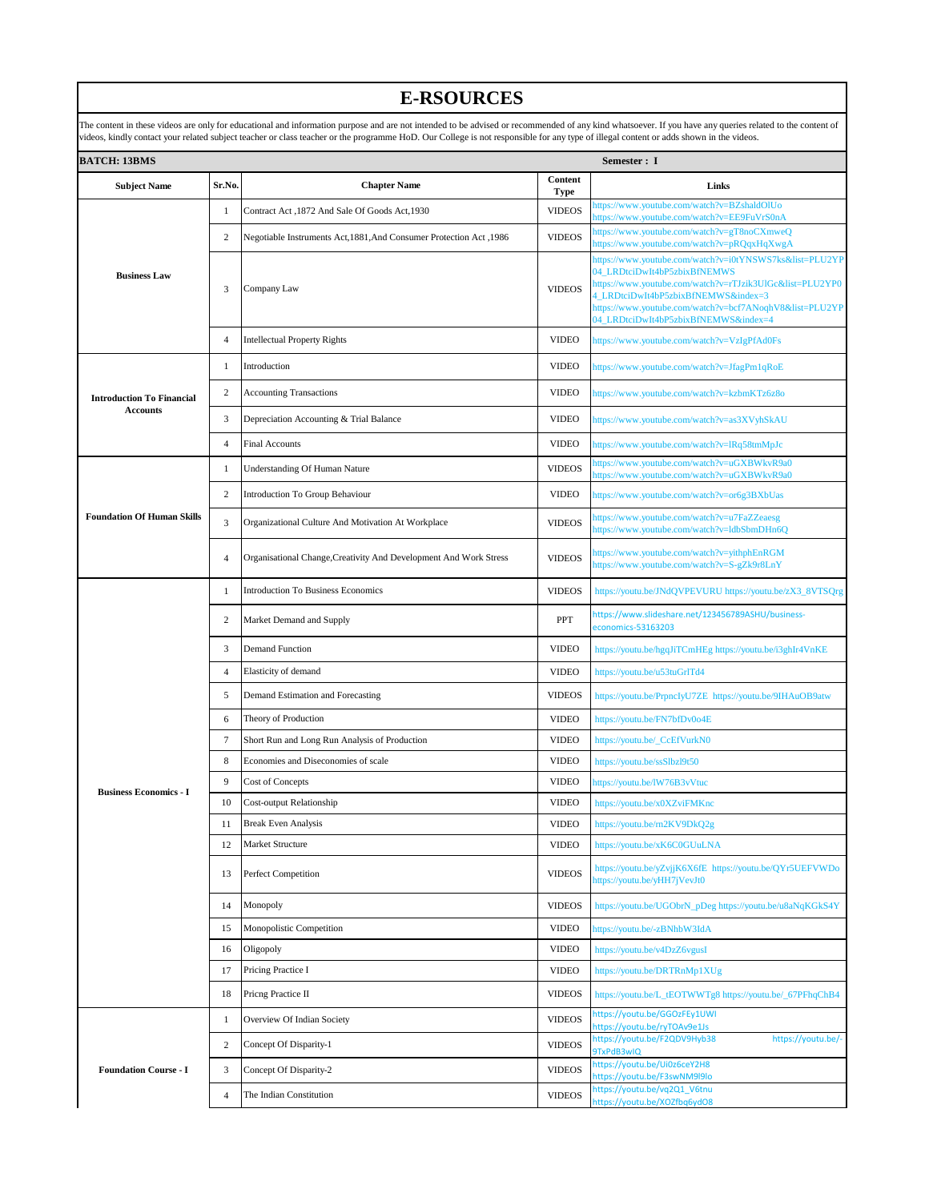# E-RSOURCES

The content in these videos are only for educational and information purpose and are not intended to be advised or recommended of any kind whatsoever. If you have any queries related to the content of videos, kindly contact your related subject teacher or class teacher or the programme HoD. Our College is not responsible for any type of illegal content or adds shown in the videos.

**BATCH: 13BMS** **Semester : I**

| Subject Name | Sr.No. | Chapter Name | Content Type | Links |
|---|---|---|---|---|
| Business Law | 1 | Contract Act ,1872 And Sale Of Goods Act,1930 | VIDEOS | https://www.youtube.com/watch?v=BZshaldOlUo https://www.youtube.com/watch?v=EE9FuVrS0nA |
| | 2 | Negotiable Instruments Act,1881,And Consumer Protection Act ,1986 | VIDEOS | https://www.youtube.com/watch?v=gT8noCXmweQ https://www.youtube.com/watch?v=pRQqxHqXwgA |
| | 3 | Company Law | VIDEOS | https://www.youtube.com/watch?v=i0tYNSWS7ks&list=PLU2YP04_LRDtciDwIt4bP5zbixBfNEMWS https://www.youtube.com/watch?v=rTJzik3UlGc&list=PLU2YP04_LRDtciDwIt4bP5zbixBfNEMWS&index=3 https://www.youtube.com/watch?v=bcf7ANoqhV8&list=PLU2YP04_LRDtciDwIt4bP5zbixBfNEMWS&index=4 |
| | 4 | Intellectual Property Rights | VIDEO | https://www.youtube.com/watch?v=VzIgPfAd0Fs |
| Introduction To Financial Accounts | 1 | Introduction | VIDEO | https://www.youtube.com/watch?v=JfagPm1qRoE |
| | 2 | Accounting Transactions | VIDEO | https://www.youtube.com/watch?v=kzbmKTz6z8o |
| | 3 | Depreciation Accounting & Trial Balance | VIDEO | https://www.youtube.com/watch?v=as3XVyhSkAU |
| | 4 | Final Accounts | VIDEO | https://www.youtube.com/watch?v=lRq58tmMpJc |
| Foundation Of Human Skills | 1 | Understanding Of Human Nature | VIDEOS | https://www.youtube.com/watch?v=uGXBWkvR9a0 https://www.youtube.com/watch?v=uGXBWkvR9a0 |
| | 2 | Introduction To Group Behaviour | VIDEO | https://www.youtube.com/watch?v=or6g3BXbUas |
| | 3 | Organizational Culture And Motivation At Workplace | VIDEOS | https://www.youtube.com/watch?v=u7FaZZeaesg https://www.youtube.com/watch?v=ldbSbmDHn6Q |
| | 4 | Organisational Change,Creativity And Development And Work Stress | VIDEOS | https://www.youtube.com/watch?v=yithphEnRGM https://www.youtube.com/watch?v=S-gZk9r8LnY |
| Business Economics - I | 1 | Introduction To Business Economics | VIDEOS | https://youtu.be/JNdQVPEVURU https://youtu.be/zX3_8VTSQrg |
| | 2 | Market Demand and Supply | PPT | https://www.slideshare.net/123456789ASHU/business-economics-53163203 |
| | 3 | Demand Function | VIDEO | https://youtu.be/hgqJiTCmHEg https://youtu.be/i3ghIr4VnKE |
| | 4 | Elasticity of demand | VIDEO | https://youtu.be/u53tuGrlTd4 |
| | 5 | Demand Estimation and Forecasting | VIDEOS | https://youtu.be/PrpncIyU7ZE https://youtu.be/9IHAuOB9atw |
| | 6 | Theory of Production | VIDEO | https://youtu.be/FN7bfDv0o4E |
| | 7 | Short Run and Long Run Analysis of Production | VIDEO | https://youtu.be/_CcEfVurkN0 |
| | 8 | Economies and Diseconomies of scale | VIDEO | https://youtu.be/ssSlbzl9t50 |
| | 9 | Cost of Concepts | VIDEO | https://youtu.be/lW76B3vVtuc |
| | 10 | Cost-output Relationship | VIDEO | https://youtu.be/x0XZviFMKnc |
| | 11 | Break Even Analysis | VIDEO | https://youtu.be/m2KV9DkQ2g |
| | 12 | Market Structure | VIDEO | https://youtu.be/xK6C0GUuLNA |
| | 13 | Perfect Competition | VIDEOS | https://youtu.be/yZvjjK6X6fE https://youtu.be/QYr5UEFVWDo https://youtu.be/yHH7jVevJt0 |
| | 14 | Monopoly | VIDEOS | https://youtu.be/UGObrN_pDeg https://youtu.be/u8aNqKGkS4Y |
| | 15 | Monopolistic Competition | VIDEO | https://youtu.be/-zBNhbW3IdA |
| | 16 | Oligopoly | VIDEO | https://youtu.be/v4DzZ6vgusI |
| | 17 | Pricing Practice I | VIDEO | https://youtu.be/DRTRnMp1XUg |
| | 18 | Pricng Practice II | VIDEOS | https://youtu.be/L_tEOTWWTg8 https://youtu.be/_67PFhqChB4 |
| Foundation Course - I | 1 | Overview Of Indian Society | VIDEOS | https://youtu.be/GGOzFEy1UWI https://youtu.be/ryTOAv9e1Js |
| | 2 | Concept Of Disparity-1 | VIDEOS | https://youtu.be/F2QDV9Hyb38 https://youtu.be/-9TxPdB3wIQ |
| | 3 | Concept Of Disparity-2 | VIDEOS | https://youtu.be/Ui0z6ceY2H8 https://youtu.be/F3swNM9l9Io |
| | 4 | The Indian Constitution | VIDEOS | https://youtu.be/vq2Q1_V6tnu https://youtu.be/XOZfbq6ydO8 |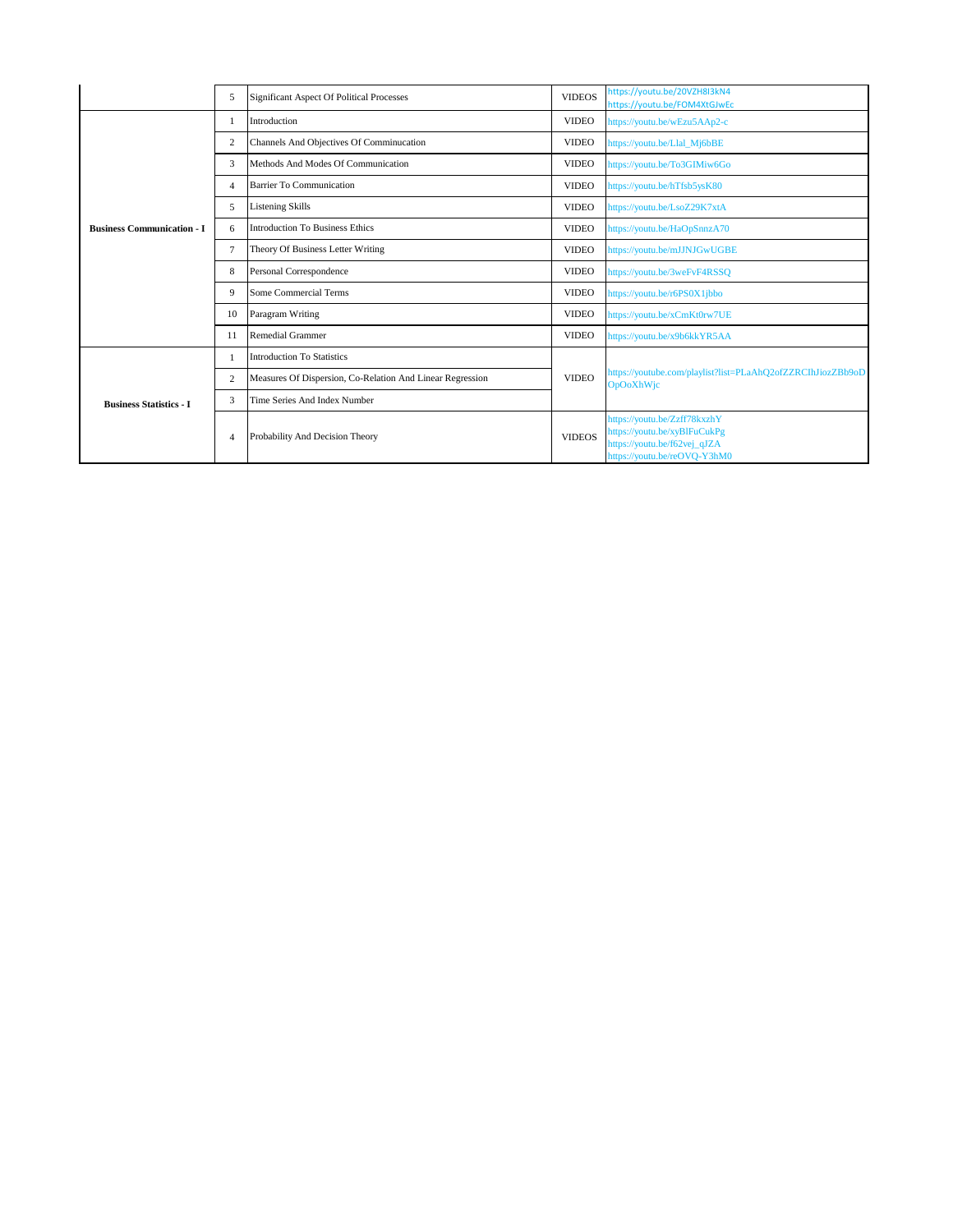| | | | | |
|---|---|---|---|---|
| | 5 | Significant Aspect Of Political Processes | VIDEOS | https://youtu.be/20VZH8I3kN4 https://youtu.be/FOM4XtGJwEc |
| **Business Communication - I** | 1 | Introduction | VIDEO | https://youtu.be/wEzu5AAp2-c |
| | 2 | Channels And Objectives Of Comminucation | VIDEO | https://youtu.be/Llal_Mj6bBE |
| | 3 | Methods And Modes Of Communication | VIDEO | https://youtu.be/To3GIMiw6Go |
| | 4 | Barrier To Communication | VIDEO | https://youtu.be/hTfsb5ysK80 |
| | 5 | Listening Skills | VIDEO | https://youtu.be/LsoZ29K7xtA |
| | 6 | Introduction To Business Ethics | VIDEO | https://youtu.be/HaOpSnnzA70 |
| | 7 | Theory Of Business Letter Writing | VIDEO | https://youtu.be/mJJNJGwUGBE |
| | 8 | Personal Correspondence | VIDEO | https://youtu.be/3weFvF4RSSQ |
| | 9 | Some Commercial Terms | VIDEO | https://youtu.be/r6PS0X1jbbo |
| | 10 | Paragram Writing | VIDEO | https://youtu.be/xCmKt0rw7UE |
| | 11 | Remedial Grammer | VIDEO | https://youtu.be/x9b6kkYR5AA |
| **Business Statistics - I** | 1 | Introduction To Statistics | VIDEO | https://youtube.com/playlist?list=PLaAhQ2ofZZRCIhJiozZBb9oDOpOoXhWjc |
| | 2 | Measures Of Dispersion, Co-Relation And Linear Regression | | |
| | 3 | Time Series And Index Number | | |
| | 4 | Probability And Decision Theory | VIDEOS | https://youtu.be/Zzff78kxzhY https://youtu.be/xyBlFuCukPg https://youtu.be/f62vej_qJZA https://youtu.be/reOVQ-Y3hM0 |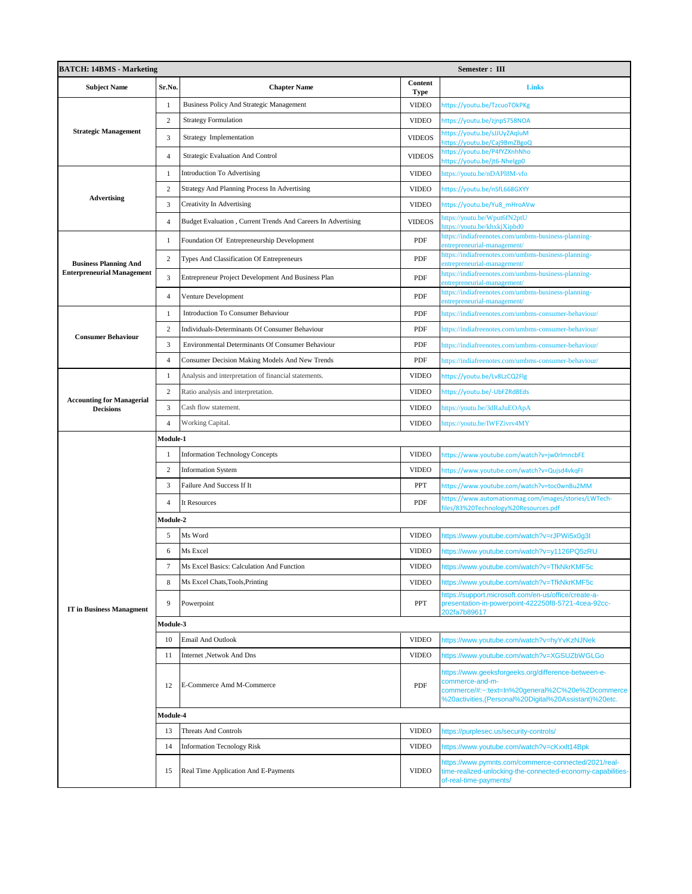| BATCH: 14BMS - Marketing | | | Semester : III | |
|---|---|---|---|---|
| **Subject Name** | **Sr.No.** | **Chapter Name** | **Content Type** | **Links** |
| **Strategic Management** | 1 | Business Policy And Strategic Management | VIDEO | https://youtu.be/TzcuoTOkPKg |
| | 2 | Strategy Formulation | VIDEO | https://youtu.be/zjnpS758NOA |
| | 3 | Strategy Implementation | VIDEOS | https://youtu.be/sJJUyZAqluM https://youtu.be/Caj9BmZBgoQ |
| | 4 | Strategic Evaluation And Control | VIDEOS | https://youtu.be/P4fYZXnhNho https://youtu.be/jt6-Nhelgp0 |
| **Advertising** | 1 | Introduction To Advertising | VIDEO | https://youtu.be/nDAPI8M-vfo |
| | 2 | Strategy And Planning Process In Advertising | VIDEO | https://youtu.be/nSfL668GXYY |
| | 3 | Creativity In Advertising | VIDEO | https://youtu.be/Yu8_mHroAVw |
| | 4 | Budget Evaluation , Current Trends And Careers In Advertising | VIDEOS | https://youtu.be/Wput6fN2ptU https://youtu.be/khxkjXipbd0 |
| **Business Planning And Enterpreneurial Management** | 1 | Foundation Of Entrepreneurship Development | PDF | https://indiafreenotes.com/umbms-business-planning-entrepreneurial-management/ |
| | 2 | Types And Classification Of Entrepreneurs | PDF | https://indiafreenotes.com/umbms-business-planning-entrepreneurial-management/ |
| | 3 | Entrepreneur Project Development And Business Plan | PDF | https://indiafreenotes.com/umbms-business-planning-entrepreneurial-management/ |
| | 4 | Venture Development | PDF | https://indiafreenotes.com/umbms-business-planning-entrepreneurial-management/ |
| **Consumer Behaviour** | 1 | Introduction To Consumer Behaviour | PDF | https://indiafreenotes.com/umbms-consumer-behaviour/ |
| | 2 | Individuals-Determinants Of Consumer Behaviour | PDF | https://indiafreenotes.com/umbms-consumer-behaviour/ |
| | 3 | Environmental Determinants Of Consumer Behaviour | PDF | https://indiafreenotes.com/umbms-consumer-behaviour/ |
| | 4 | Consumer Decision Making Models And New Trends | PDF | https://indiafreenotes.com/umbms-consumer-behaviour/ |
| **Accounting for Managerial Decisions** | 1 | Analysis and interpretation of financial statements. | VIDEO | https://youtu.be/Lv8LzCQ2Flg |
| | 2 | Ratio analysis and interpretation. | VIDEO | https://youtu.be/-UbFZRd8Eds |
| | 3 | Cash flow statement. | VIDEO | https://youtu.be/3dRaJuEOApA |
| | 4 | Working Capital. | VIDEO | https://youtu.be/IWFZivrv4MY |
| **IT in Business Managment** | **Module-1** | | | |
| | 1 | Information Technology Concepts | VIDEO | https://www.youtube.com/watch?v=jw0rlmncbFE |
| | 2 | Information System | VIDEO | https://www.youtube.com/watch?v=Qujsd4vkqFI |
| | 3 | Failure And Success If It | PPT | https://www.youtube.com/watch?v=tocOwnBu2MM |
| | 4 | It Resources | PDF | https://www.automationmag.com/images/stories/LWTech-files/83%20Technology%20Resources.pdf |
| | **Module-2** | | | |
| | 5 | Ms Word | VIDEO | https://www.youtube.com/watch?v=rJPWi5x0g3I |
| | 6 | Ms Excel | VIDEO | https://www.youtube.com/watch?v=y1126PQ5zRU |
| | 7 | Ms Excel Basics: Calculation And Function | VIDEO | https://www.youtube.com/watch?v=TfkNkrKMF5c |
| | 8 | Ms Excel Chats,Tools,Printing | VIDEO | https://www.youtube.com/watch?v=TfkNkrKMF5c |
| | 9 | Powerpoint | PPT | https://support.microsoft.com/en-us/office/create-a-presentation-in-powerpoint-422250f8-5721-4cea-92cc-202fa7b89617 |
| | **Module-3** | | | |
| | 10 | Email And Outlook | VIDEO | https://www.youtube.com/watch?v=hyYvKzNJNek |
| | 11 | Internet ,Netwok And Dns | VIDEO | https://www.youtube.com/watch?v=XGSUZbWGLGo |
| | 12 | E-Commerce Amd M-Commerce | PDF | https://www.geeksforgeeks.org/difference-between-e-commerce-and-m-commerce/#:~:text=In%20general%2C%20e%2Dcommerce%20activities,(Personal%20Digital%20Assistant)%20etc. |
| | **Module-4** | | | |
| | 13 | Threats And Controls | VIDEO | https://purplesec.us/security-controls/ |
| | 14 | Information Tecnology Risk | VIDEO | https://www.youtube.com/watch?v=cKxxlt14Bpk |
| | 15 | Real Time Application And E-Payments | VIDEO | https://www.pymnts.com/commerce-connected/2021/real-time-realized-unlocking-the-connected-economy-capabilities-of-real-time-payments/ |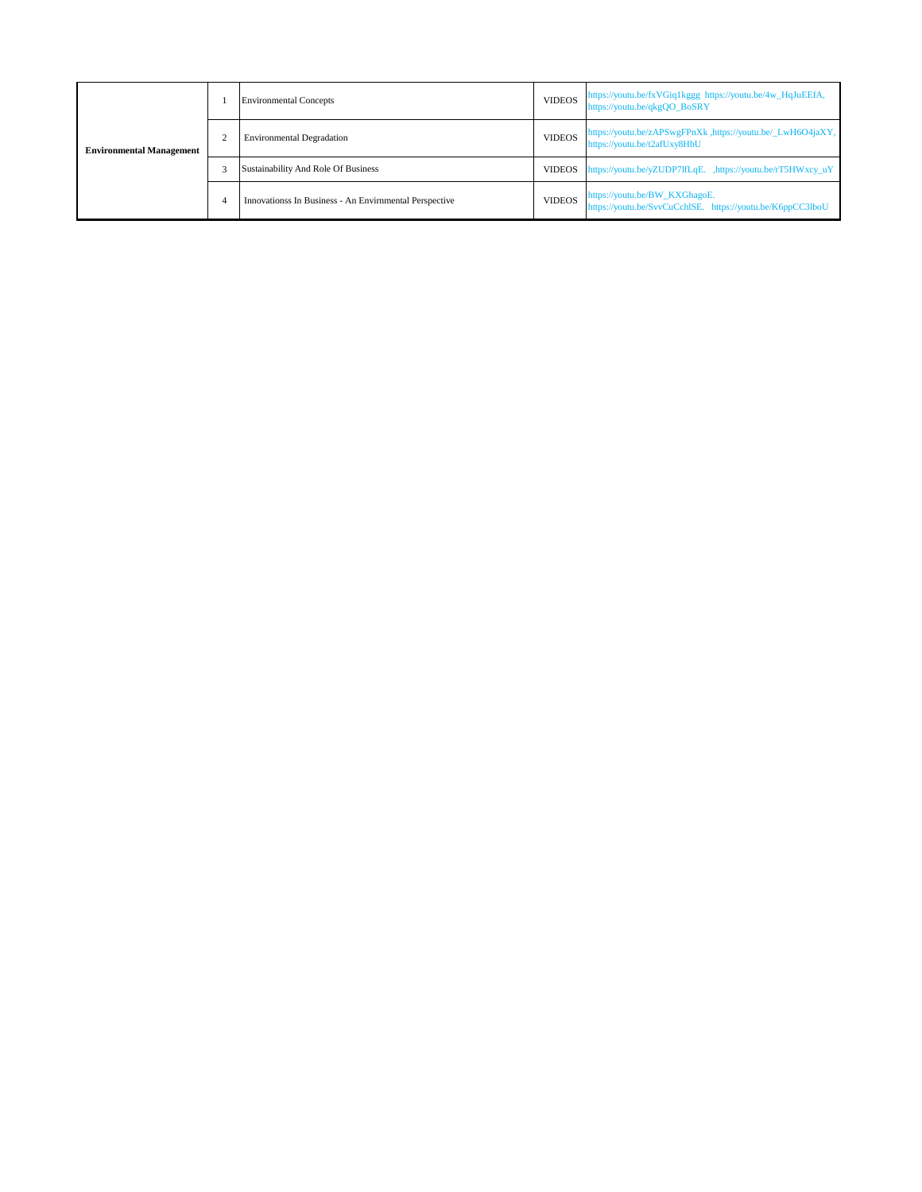| | | | | |
|---|---|---|---|---|
| **Environmental Management** | 1 | Environmental Concepts | VIDEOS | https://youtu.be/fxVGiq1kggg https://youtu.be/4w_HqJuEEfA, https://youtu.be/qkgQO_BoSRY |
| | 2 | Environmental Degradation | VIDEOS | https://youtu.be/zAPSwgFPnXk ,https://youtu.be/_LwH6O4jaXY, https://youtu.be/t2afUxy8HbU |
| | 3 | Sustainability And Role Of Business | VIDEOS | https://youtu.be/yZUDP7lfLqE. ,https://youtu.be/rT5HWxcy_uY |
| | 4 | Innovationss In Business - An Envirnmental Perspective | VIDEOS | https://youtu.be/BW_KXGhagoE. https://youtu.be/SvvCuCchlSE. https://youtu.be/K6ppCC3lboU |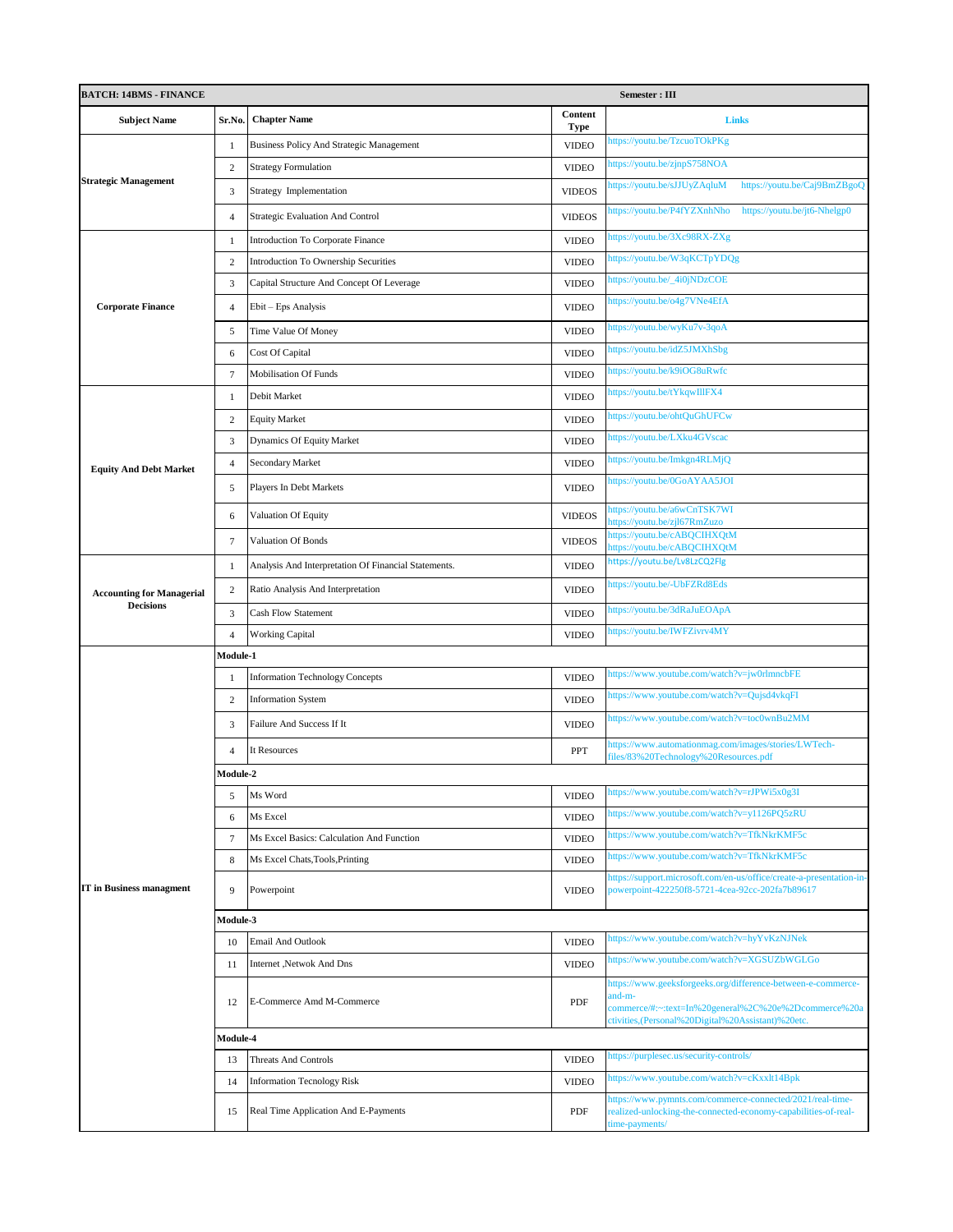| BATCH: 14BMS - FINANCE | | | Semester : III | |
|---|---|---|---|---|
| **Subject Name** | **Sr.No.** | **Chapter Name** | **Content Type** | **Links** |
| **Strategic Management** | 1 | Business Policy And Strategic Management | VIDEO | https://youtu.be/TzcuoTOkPKg |
| | 2 | Strategy Formulation | VIDEO | https://youtu.be/zjnpS758NOA |
| | 3 | Strategy Implementation | VIDEOS | https://youtu.be/sJJUyZAqluM https://youtu.be/Caj9BmZBgoQ |
| | 4 | Strategic Evaluation And Control | VIDEOS | https://youtu.be/P4fYZXnhNho https://youtu.be/jt6-Nhelgp0 |
| **Corporate Finance** | 1 | Introduction To Corporate Finance | VIDEO | https://youtu.be/3Xc98RX-ZXg |
| | 2 | Introduction To Ownership Securities | VIDEO | https://youtu.be/W3qKCTpYDQg |
| | 3 | Capital Structure And Concept Of Leverage | VIDEO | https://youtu.be/_4i0jNDzCOE |
| | 4 | Ebit – Eps Analysis | VIDEO | https://youtu.be/o4g7VNe4EfA |
| | 5 | Time Value Of Money | VIDEO | https://youtu.be/wyKu7v-3qoA |
| | 6 | Cost Of Capital | VIDEO | https://youtu.be/idZ5JMXhSbg |
| | 7 | Mobilisation Of Funds | VIDEO | https://youtu.be/k9iOG8uRwfc |
| **Equity And Debt Market** | 1 | Debit Market | VIDEO | https://youtu.be/tYkqwIlIFX4 |
| | 2 | Equity Market | VIDEO | https://youtu.be/ohtQuGhUFCw |
| | 3 | Dynamics Of Equity Market | VIDEO | https://youtu.be/LXku4GVscac |
| | 4 | Secondary Market | VIDEO | https://youtu.be/lmkgn4RLMjQ |
| | 5 | Players In Debt Markets | VIDEO | https://youtu.be/0GoAYAA5JOI |
| | 6 | Valuation Of Equity | VIDEOS | https://youtu.be/a6wCnTSK7WI https://youtu.be/zjl67RmZuzo |
| | 7 | Valuation Of Bonds | VIDEOS | https://youtu.be/cABQCIHXQtM https://youtu.be/cABQCIHXQtM |
| **Accounting for Managerial Decisions** | 1 | Analysis And Interpretation Of Financial Statements. | VIDEO | https://youtu.be/Lv8LzCQ2Flg |
| | 2 | Ratio Analysis And Interpretation | VIDEO | https://youtu.be/-UbFZRd8Eds |
| | 3 | Cash Flow Statement | VIDEO | https://youtu.be/3dRaJuEOApA |
| | 4 | Working Capital | VIDEO | https://youtu.be/lWFZivrv4MY |
| **IT in Business managment** | **Module-1** | | | |
| | 1 | Information Technology Concepts | VIDEO | https://www.youtube.com/watch?v=jw0rlmncbFE |
| | 2 | Information System | VIDEO | https://www.youtube.com/watch?v=Qujsd4vkqFI |
| | 3 | Failure And Success If It | VIDEO | https://www.youtube.com/watch?v=toc0wnBu2MM |
| | 4 | It Resources | PPT | https://www.automationmag.com/images/stories/LWTech-files/83%20Technology%20Resources.pdf |
| | **Module-2** | | | |
| | 5 | Ms Word | VIDEO | https://www.youtube.com/watch?v=rJPWi5x0g3I |
| | 6 | Ms Excel | VIDEO | https://www.youtube.com/watch?v=y1126PQ5zRU |
| | 7 | Ms Excel Basics: Calculation And Function | VIDEO | https://www.youtube.com/watch?v=TfkNkrKMF5c |
| | 8 | Ms Excel Chats,Tools,Printing | VIDEO | https://www.youtube.com/watch?v=TfkNkrKMF5c |
| | 9 | Powerpoint | VIDEO | https://support.microsoft.com/en-us/office/create-a-presentation-in-powerpoint-422250f8-5721-4cea-92cc-202fa7b89617 |
| | **Module-3** | | | |
| | 10 | Email And Outlook | VIDEO | https://www.youtube.com/watch?v=hyYvKzNJNek |
| | 11 | Internet ,Netwok And Dns | VIDEO | https://www.youtube.com/watch?v=XGSUZbWGLGo |
| | 12 | E-Commerce Amd M-Commerce | PDF | https://www.geeksforgeeks.org/difference-between-e-commerce-and-m-commerce/#:~:text=In%20general%2C%20e%2Dcommerce%20activities,(Personal%20Digital%20Assistant)%20etc. |
| | **Module-4** | | | |
| | 13 | Threats And Controls | VIDEO | https://purplesec.us/security-controls/ |
| | 14 | Information Tecnology Risk | VIDEO | https://www.youtube.com/watch?v=cKxxlt14Bpk |
| | 15 | Real Time Application And E-Payments | PDF | https://www.pymnts.com/commerce-connected/2021/real-time-realized-unlocking-the-connected-economy-capabilities-of-real-time-payments/ |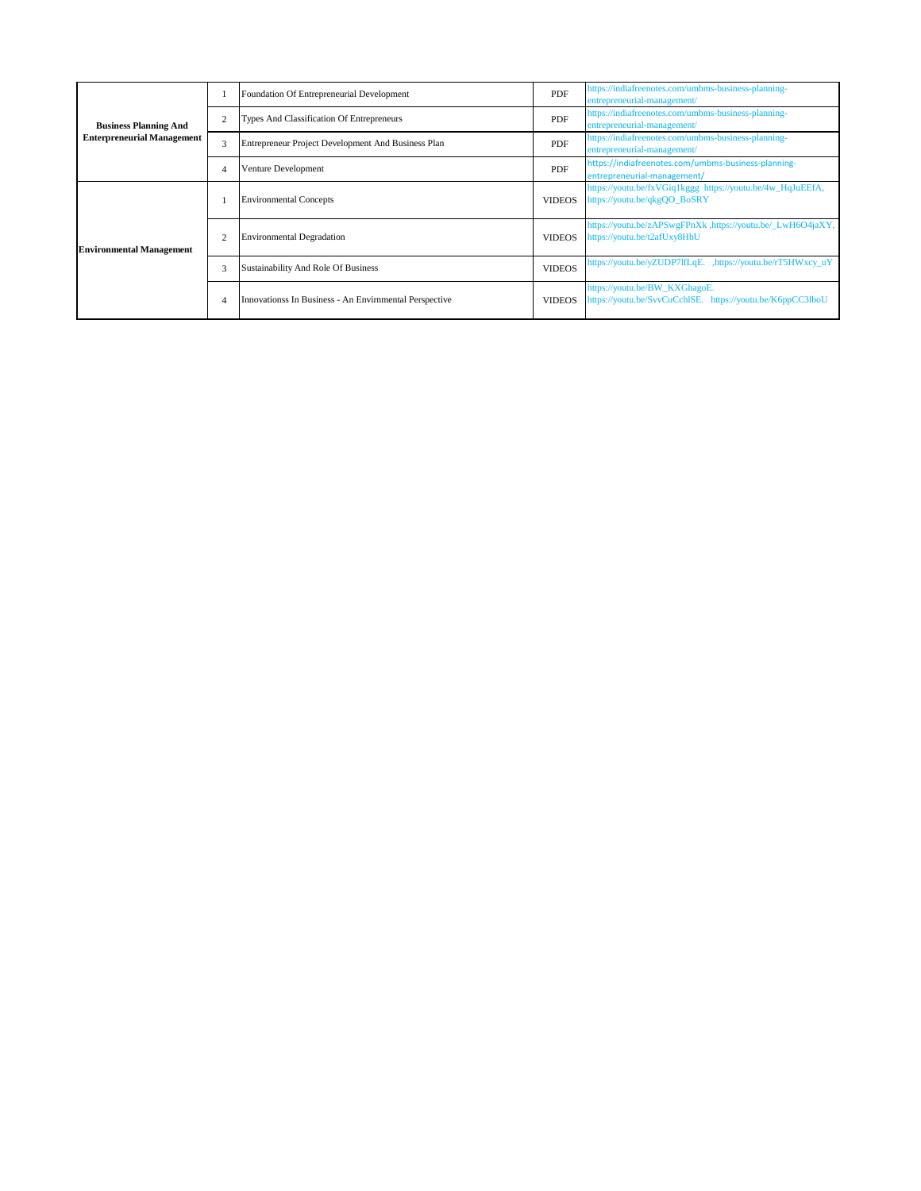| | | | | |
|---|---|---|---|---|
| **Business Planning And Enterprepreurial Management** | 1 | Foundation Of Entrepreneurial Development | PDF | https://indiafreenotes.com/umbms-business-planning-entrepreneurial-management/ |
| | 2 | Types And Classification Of Entrepreneurs | PDF | https://indiafreenotes.com/umbms-business-planning-entrepreneurial-management/ |
| | 3 | Entrepreneur Project Development And Business Plan | PDF | https://indiafreenotes.com/umbms-business-planning-entrepreneurial-management/ |
| | 4 | Venture Development | PDF | https://indiafreenotes.com/umbms-business-planning-entrepreneurial-management/ |
| **Environmental Management** | 1 | Environmental Concepts | VIDEOS | https://youtu.be/fxVGiq1kggg https://youtu.be/4w_HqJuEEfA, https://youtu.be/qkgQO_BoSRY |
| | 2 | Environmental Degradation | VIDEOS | https://youtu.be/zAPSwgFPnXk ,https://youtu.be/_LwH6O4jaXY, https://youtu.be/t2afUxy8HbU |
| | 3 | Sustainability And Role Of Business | VIDEOS | https://youtu.be/yZUDP7lfLqE, ,https://youtu.be/rT5HWxcy_uY |
| | 4 | Innovationss In Business - An Envirnmental Perspective | VIDEOS | https://youtu.be/BW_KXGhagoE, https://youtu.be/SvvCuCchlSE, https://youtu.be/K6ppCC3lboU |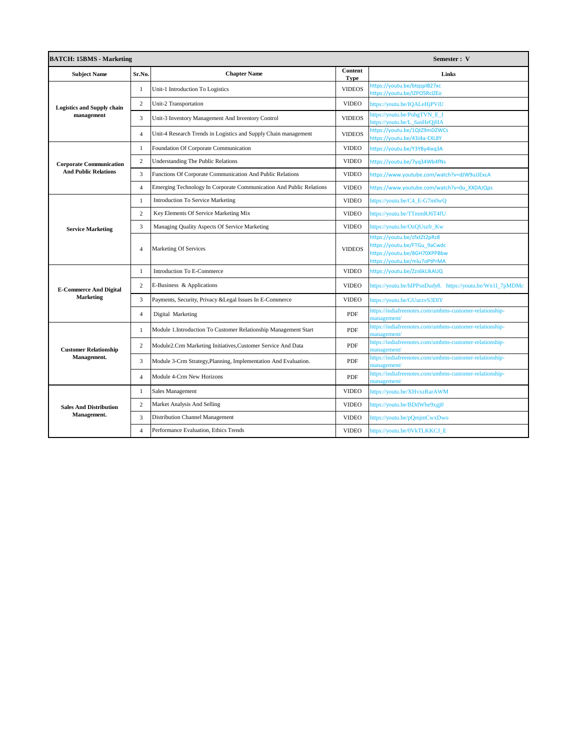| BATCH: 15BMS - Marketing | | | | Semester : V |
|---|---|---|---|---|
| **Subject Name** | **Sr.No.** | **Chapter Name** | **Content Type** | **Links** |
| **Logistics and Supply chain management** | 1 | Unit-1 Introduction To Logistics | VIDEOS | https://youtu.be/btqspIB27xc https://youtu.be/lZPO5RcIZEo |
| | 2 | Unit-2 Transportation | VIDEO | https://youtu.be/IQALeHjPViU |
| | 3 | Unit-3 Inventory Management And Inventory Control | VIDEOS | https://youtu.be/PuhgTVN_E_I https://youtu.be/L_6asHeQjHA |
| | 4 | Unit-4 Research Trends in Logistics and Supply Chain management | VIDEOS | https://youtu.be/1QtZ9mDZWCs https://youtu.be/43J4a-EXL8Y |
| **Corporate Communication And Public Relations** | 1 | Foundation Of Corporate Communication | VIDEO | https://youtu.be/Y3YBy4ixq3A |
| | 2 | Understanding The Public Relations | VIDEO | https://youtu.be/7yq34Wb4fNs |
| | 3 | Functions Of Corporate Communication And Public Relations | VIDEO | https://www.youtube.com/watch?v=dJW9uJJExcA |
| | 4 | Emerging Technology In Corporate Communication And Public Relations | VIDEO | https://www.youtube.com/watch?v=0u_XXDAJQps |
| **Service Marketing** | 1 | Introduction To Service Marketing | VIDEO | https://youtu.be/C4_E-G7m0wQ |
| | 2 | Key Elements Of Service Marketing Mix | VIDEO | https://youtu.be/TTmmRJ6T4fU |
| | 3 | Managing Quality Aspects Of Service Marketing | VIDEO | https://youtu.be/OzQUszfr_Kw |
| | 4 | Marketing Of Services | VIDEOS | https://youtu.be/zfxtZt2pRz8 https://youtu.be/FTGu_9aCwdc https://youtu.be/8GH70XPPBbw https://youtu.be/mlu7oPtPrMA |
| **E-Commerce And Digital Marketing** | 1 | Introduction To E-Commerce | VIDEO | https://youtu.be/Zzs6kLlkAUQ |
| | 2 | E-Business & Applications | VIDEO | https://youtu.be/hIPPsnDudy8. https://youtu.be/Wn1I_7pMDMc |
| | 3 | Payments, Security, Privacy &Legal Issues In E-Commerce | VIDEO | https://youtu.be/GUurzvS3DlY |
| | 4 | Digital Marketing | PDF | https://indiafreenotes.com/umbms-customer-relationship-management/ |
| **Customer Relationship Management.** | 1 | Module 1.Introduction To Customer Relationship Management Start | PDF | https://indiafreenotes.com/umbms-customer-relationship-management/ |
| | 2 | Module2.Crm Marketing Initiatives,Customer Service And Data | PDF | https://indiafreenotes.com/umbms-customer-relationship-management/ |
| | 3 | Module 3-Crm Strategy,Planning, Implementation And Evaluation. | PDF | https://indiafreenotes.com/umbms-customer-relationship-management/ |
| | 4 | Module 4-Crm New Horizons | PDF | https://indiafreenotes.com/umbms-customer-relationship-management/ |
| **Sales And Distribution Management.** | 1 | Sales Management | VIDEO | https://youtu.be/XHvxzRarAWM |
| | 2 | Market Analysis And Selling | VIDEO | https://youtu.be/BDdWbe9xgj0 |
| | 3 | Distribution Channel Management | VIDEO | https://youtu.be/pQmjmCwxDwo |
| | 4 | Performance Evaluation, Ethics Trends | VIDEO | https://youtu.be/0VkTLKKCJ_E |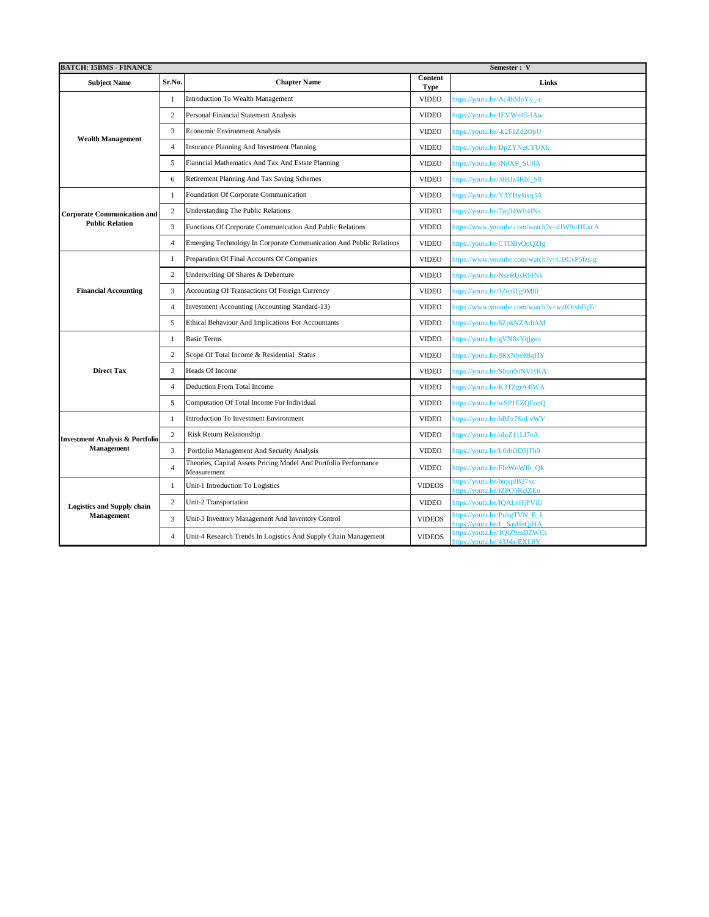| BATCH: 15BMS - FINANCE | | | Semester : V | |
|---|---|---|---|---|
| **Subject Name** | **Sr.No.** | **Chapter Name** | **Content Type** | **Links** |
| **Wealth Management** | 1 | Introduction To Wealth Management | VIDEO | https://youtu.be/Ac4bMpYy_-c |
| | 2 | Personal Financial Statement Analysis | VIDEO | https://youtu.be/IEVWe45-fAw |
| | 3 | Economic Environment Analysis | VIDEO | https://youtu.be/-k2F1Zd2OpU |
| | 4 | Insurance Planning And Investment Planning | VIDEO | https://youtu.be/DpZYNuCTUXk |
| | 5 | Fianncial Mathematics And Tax And Estate Planning | VIDEO | https://youtu.be/iNilXP_SU0A |
| | 6 | Retirement Planning And Tax Saving Schemes | VIDEO | https://youtu.be/3HOz4RbI_S8 |
| **Corporate Communication and Public Relation** | 1 | Foundation Of Corporate Communication | VIDEO | https://youtu.be/Y3YBy4ixq3A |
| | 2 | Understanding The Public Relations | VIDEO | https://youtu.be/7yq34Wb4fNs |
| | 3 | Functions Of Corporate Communication And Public Relations | VIDEO | https://www.youtube.com/watch?v=dJW9uJJExcA |
| | 4 | Emerging Technology In Corporate Communication And Public Relations | VIDEO | https://youtu.be/CTDByOoQZfg |
| **Financial Accounting** | 1 | Preparation Of Final Accounts Of Companies | VIDEO | https://www.youtube.com/watch?v=CDCvP5fzs-g |
| | 2 | Underwriting Of Shares & Debenture | VIDEO | https://youtu.be/NseRUsR0JNk |
| | 3 | Accounting Of Transactions Of Foreign Currency | VIDEO | https://youtu.be/JZtc6Tg9MI0 |
| | 4 | Investment Accounting (Accounting Standard-13) | VIDEO | https://www.youtube.com/watch?v=wzfOrshFqTc |
| | 5 | Ethical Behaviour And Implications For Accountants | VIDEO | https://youtu.be/8ZpkNZAdiAM |
| **Direct Tax** | 1 | Basic Terms | VIDEO | https://youtu.be/gVN8xYqjgeo |
| | 2 | Scope Of Total Income & Residential Status | VIDEO | https://youtu.be/8RxNbs9BqHY |
| | 3 | Heads Of Income | VIDEO | https://youtu.be/S0pn0uNVHKA |
| | 4 | Deduction From Total Income | VIDEO | https://youtu.be/K3TZgrA4lWA |
| | 5 | Computation Of Total Income For Individual | VIDEO | https://youtu.be/wSP1EZQFozQ |
| **Investment Analysis & Portfolio Management** | 1 | Introduction To Investment Environment | VIDEO | https://youtu.be/bBPz7SuLvWY |
| | 2 | Risk Return Relationship | VIDEO | https://youtu.be/oIuZ11LI7eA |
| | 3 | Portfolio Management And Security Analysis | VIDEO | https://youtu.be/L0rbOD5jTh0 |
| | 4 | Theories, Capital Assets Pricing Model And Portfolio Performance Measurement | VIDEO | https://youtu.be/FIeWoWfh_Qk |
| **Logistics and Supply chain Management** | 1 | Unit-1 Introduction To Logistics | VIDEOS | https://youtu.be/btqspIB27xc https://youtu.be/lZPO5RclZEo |
| | 2 | Unit-2 Transportation | VIDEO | https://youtu.be/IQALeHjPViU |
| | 3 | Unit-3 Inventory Management And Inventory Control | VIDEOS | https://youtu.be/PuhgTVN_E_I https://youtu.be/L_6asHeQjHA |
| | 4 | Unit-4 Research Trends In Logistics And Supply Chain Management | VIDEOS | https://youtu.be/1QtZ9mDZWCs https://youtu.be/43J4a-EXL8Y |